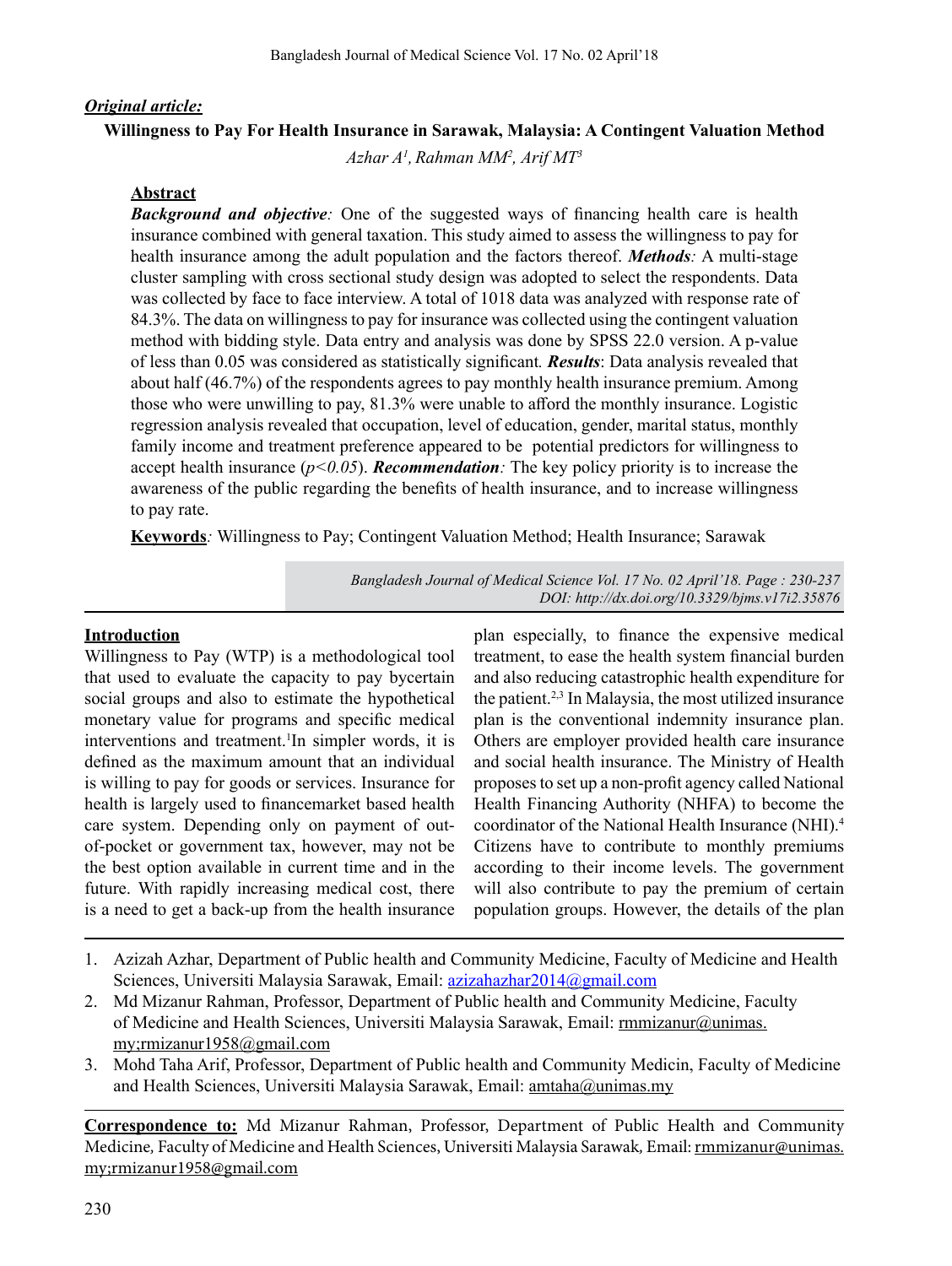*Original article:*

## Willingness to Pay For Health Insurance in Sarawak, Malaysia: A Contingent Valuation Method

*Azhar A[1], Rahman MM[2], Arif MT[3]*

### Abstract

***Background and objective:*** One of the suggested ways of financing health care is health insurance combined with general taxation. This study aimed to assess the willingness to pay for health insurance among the adult population and the factors thereof. ***Methods:*** A multi-stage cluster sampling with cross sectional study design was adopted to select the respondents. Data was collected by face to face interview. A total of 1018 data was analyzed with response rate of 84.3%. The data on willingness to pay for insurance was collected using the contingent valuation method with bidding style. Data entry and analysis was done by SPSS 22.0 version. A p-value of less than 0.05 was considered as statistically significant. ***Results***: Data analysis revealed that about half (46.7%) of the respondents agrees to pay monthly health insurance premium. Among those who were unwilling to pay, 81.3% were unable to afford the monthly insurance. Logistic regression analysis revealed that occupation, level of education, gender, marital status, monthly family income and treatment preference appeared to be potential predictors for willingness to accept health insurance ($p<0.05$). ***Recommendation:*** The key policy priority is to increase the awareness of the public regarding the benefits of health insurance, and to increase willingness to pay rate.

**Keywords**: Willingness to Pay; Contingent Valuation Method; Health Insurance; Sarawak

*DOI: http://dx.doi.org/10.3329/bjms.v17i2.35876*

### Introduction

Willingness to Pay (WTP) is a methodological tool that used to evaluate the capacity to pay bycertain social groups and also to estimate the hypothetical monetary value for programs and specific medical interventions and treatment.[1]In simpler words, it is defined as the maximum amount that an individual is willing to pay for goods or services. Insurance for health is largely used to financemarket based health care system. Depending only on payment of out-of-pocket or government tax, however, may not be the best option available in current time and in the future. With rapidly increasing medical cost, there is a need to get a back-up from the health insurance plan especially, to finance the expensive medical treatment, to ease the health system financial burden and also reducing catastrophic health expenditure for the patient.[2,3] In Malaysia, the most utilized insurance plan is the conventional indemnity insurance plan. Others are employer provided health care insurance and social health insurance. The Ministry of Health proposes to set up a non-profit agency called National Health Financing Authority (NHFA) to become the coordinator of the National Health Insurance (NHI).[4] Citizens have to contribute to monthly premiums according to their income levels. The government will also contribute to pay the premium of certain population groups. However, the details of the plan

1. Azizah Azhar, Department of Public health and Community Medicine, Faculty of Medicine and Health Sciences, Universiti Malaysia Sarawak, Email: azizahazhar2014@gmail.com
2. Md Mizanur Rahman, Professor, Department of Public health and Community Medicine, Faculty of Medicine and Health Sciences, Universiti Malaysia Sarawak, Email: rmmizanur@unimas.my;rmizanur1958@gmail.com
3. Mohd Taha Arif, Professor, Department of Public health and Community Medicin, Faculty of Medicine and Health Sciences, Universiti Malaysia Sarawak, Email: amtaha@unimas.my

**Correspondence to:** Md Mizanur Rahman, Professor, Department of Public Health and Community Medicine, Faculty of Medicine and Health Sciences, Universiti Malaysia Sarawak, Email: rmmizanur@unimas.my;rmizanur1958@gmail.com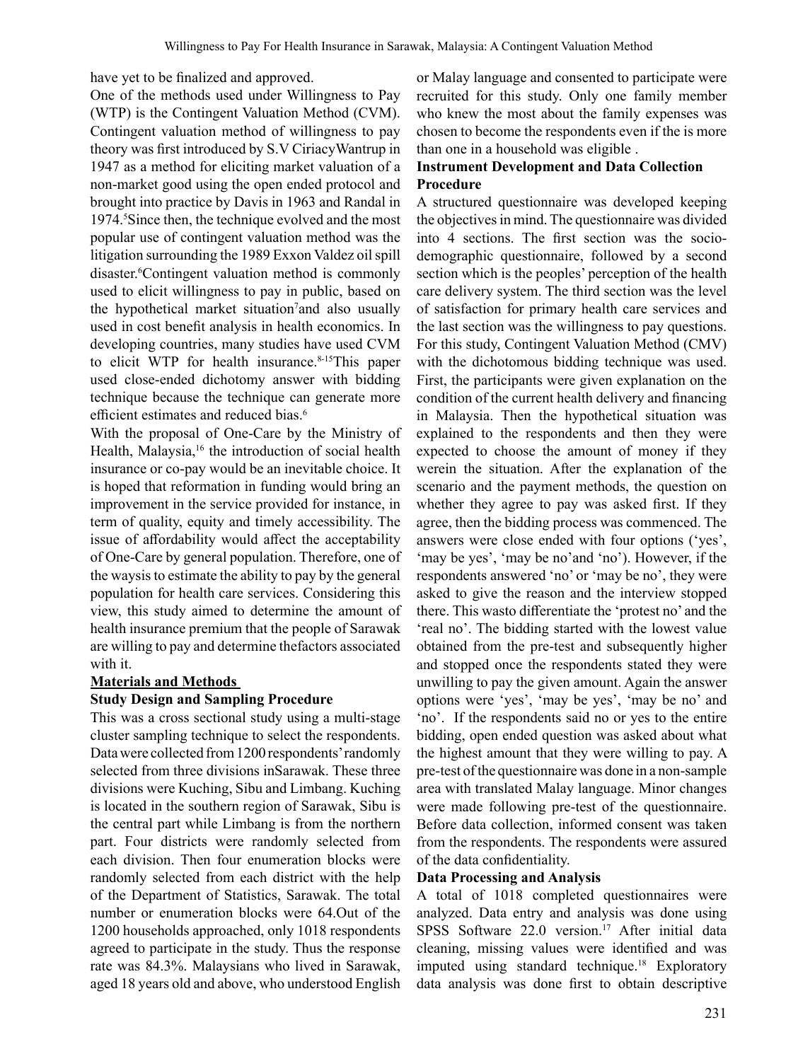have yet to be finalized and approved.

One of the methods used under Willingness to Pay (WTP) is the Contingent Valuation Method (CVM). Contingent valuation method of willingness to pay theory was first introduced by S.V CiriacyWantrup in 1947 as a method for eliciting market valuation of a non-market good using the open ended protocol and brought into practice by Davis in 1963 and Randal in 1974.[5]Since then, the technique evolved and the most popular use of contingent valuation method was the litigation surrounding the 1989 Exxon Valdez oil spill disaster.[6]Contingent valuation method is commonly used to elicit willingness to pay in public, based on the hypothetical market situation[7]and also usually used in cost benefit analysis in health economics. In developing countries, many studies have used CVM to elicit WTP for health insurance.[8-15]This paper used close-ended dichotomy answer with bidding technique because the technique can generate more efficient estimates and reduced bias.[6]

With the proposal of One-Care by the Ministry of Health, Malaysia,[16] the introduction of social health insurance or co-pay would be an inevitable choice. It is hoped that reformation in funding would bring an improvement in the service provided for instance, in term of quality, equity and timely accessibility. The issue of affordability would affect the acceptability of One-Care by general population. Therefore, one of the waysis to estimate the ability to pay by the general population for health care services. Considering this view, this study aimed to determine the amount of health insurance premium that the people of Sarawak are willing to pay and determine thefactors associated with it.

## Materials and Methods

### Study Design and Sampling Procedure

This was a cross sectional study using a multi-stage cluster sampling technique to select the respondents. Data were collected from 1200 respondents' randomly selected from three divisions inSarawak. These three divisions were Kuching, Sibu and Limbang. Kuching is located in the southern region of Sarawak, Sibu is the central part while Limbang is from the northern part. Four districts were randomly selected from each division. Then four enumeration blocks were randomly selected from each district with the help of the Department of Statistics, Sarawak. The total number or enumeration blocks were 64.Out of the 1200 households approached, only 1018 respondents agreed to participate in the study. Thus the response rate was 84.3%. Malaysians who lived in Sarawak, aged 18 years old and above, who understood English or Malay language and consented to participate were recruited for this study. Only one family member who knew the most about the family expenses was chosen to become the respondents even if the is more than one in a household was eligible .

### Instrument Development and Data Collection Procedure

A structured questionnaire was developed keeping the objectives in mind. The questionnaire was divided into 4 sections. The first section was the socio-demographic questionnaire, followed by a second section which is the peoples' perception of the health care delivery system. The third section was the level of satisfaction for primary health care services and the last section was the willingness to pay questions. For this study, Contingent Valuation Method (CMV) with the dichotomous bidding technique was used. First, the participants were given explanation on the condition of the current health delivery and financing in Malaysia. Then the hypothetical situation was explained to the respondents and then they were expected to choose the amount of money if they werein the situation. After the explanation of the scenario and the payment methods, the question on whether they agree to pay was asked first. If they agree, then the bidding process was commenced. The answers were close ended with four options ('yes', 'may be yes', 'may be no'and 'no'). However, if the respondents answered 'no' or 'may be no', they were asked to give the reason and the interview stopped there. This wasto differentiate the 'protest no' and the 'real no'. The bidding started with the lowest value obtained from the pre-test and subsequently higher and stopped once the respondents stated they were unwilling to pay the given amount. Again the answer options were 'yes', 'may be yes', 'may be no' and 'no'. If the respondents said no or yes to the entire bidding, open ended question was asked about what the highest amount that they were willing to pay. A pre-test of the questionnaire was done in a non-sample area with translated Malay language. Minor changes were made following pre-test of the questionnaire. Before data collection, informed consent was taken from the respondents. The respondents were assured of the data confidentiality.

### Data Processing and Analysis

A total of 1018 completed questionnaires were analyzed. Data entry and analysis was done using SPSS Software 22.0 version.[17] After initial data cleaning, missing values were identified and was imputed using standard technique.[18] Exploratory data analysis was done first to obtain descriptive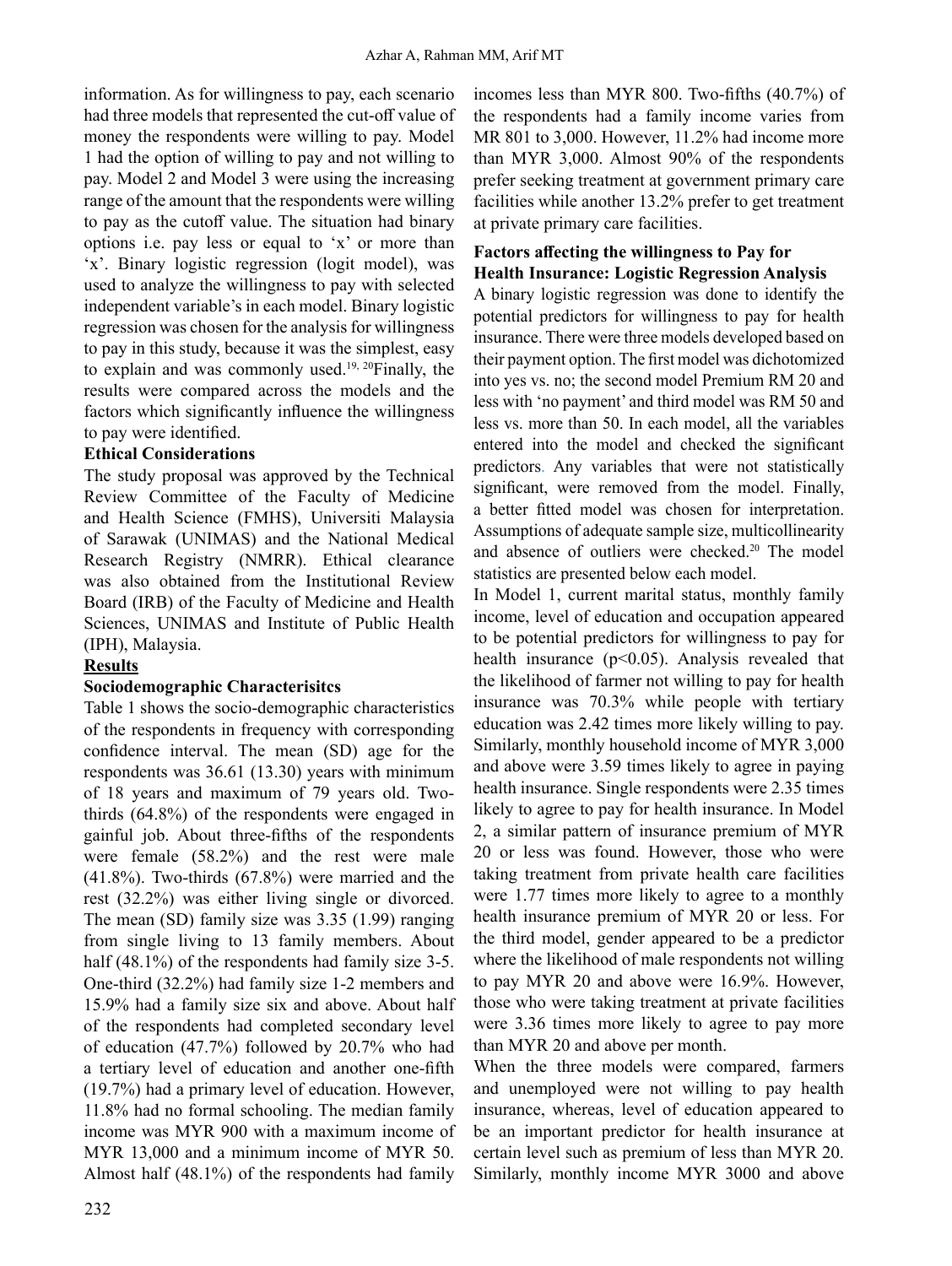information. As for willingness to pay, each scenario had three models that represented the cut-off value of money the respondents were willing to pay. Model 1 had the option of willing to pay and not willing to pay. Model 2 and Model 3 were using the increasing range of the amount that the respondents were willing to pay as the cutoff value. The situation had binary options i.e. pay less or equal to 'x' or more than 'x'. Binary logistic regression (logit model), was used to analyze the willingness to pay with selected independent variable's in each model. Binary logistic regression was chosen for the analysis for willingness to pay in this study, because it was the simplest, easy to explain and was commonly used.[19, 20]Finally, the results were compared across the models and the factors which significantly influence the willingness to pay were identified.

**Ethical Considerations**

The study proposal was approved by the Technical Review Committee of the Faculty of Medicine and Health Science (FMHS), Universiti Malaysia of Sarawak (UNIMAS) and the National Medical Research Registry (NMRR). Ethical clearance was also obtained from the Institutional Review Board (IRB) of the Faculty of Medicine and Health Sciences, UNIMAS and Institute of Public Health (IPH), Malaysia.

## Results

**Sociodemographic Characterisitcs**

Table 1 shows the socio-demographic characteristics of the respondents in frequency with corresponding confidence interval. The mean (SD) age for the respondents was 36.61 (13.30) years with minimum of 18 years and maximum of 79 years old. Two-thirds (64.8%) of the respondents were engaged in gainful job. About three-fifths of the respondents were female (58.2%) and the rest were male (41.8%). Two-thirds (67.8%) were married and the rest (32.2%) was either living single or divorced. The mean (SD) family size was 3.35 (1.99) ranging from single living to 13 family members. About half (48.1%) of the respondents had family size 3-5. One-third (32.2%) had family size 1-2 members and 15.9% had a family size six and above. About half of the respondents had completed secondary level of education (47.7%) followed by 20.7% who had a tertiary level of education and another one-fifth (19.7%) had a primary level of education. However, 11.8% had no formal schooling. The median family income was MYR 900 with a maximum income of MYR 13,000 and a minimum income of MYR 50. Almost half (48.1%) of the respondents had family incomes less than MYR 800. Two-fifths (40.7%) of the respondents had a family income varies from MR 801 to 3,000. However, 11.2% had income more than MYR 3,000. Almost 90% of the respondents prefer seeking treatment at government primary care facilities while another 13.2% prefer to get treatment at private primary care facilities.

**Factors affecting the willingness to Pay for Health Insurance: Logistic Regression Analysis**

A binary logistic regression was done to identify the potential predictors for willingness to pay for health insurance. There were three models developed based on their payment option. The first model was dichotomized into yes vs. no; the second model Premium RM 20 and less with 'no payment' and third model was RM 50 and less vs. more than 50. In each model, all the variables entered into the model and checked the significant predictors. Any variables that were not statistically significant, were removed from the model. Finally, a better fitted model was chosen for interpretation. Assumptions of adequate sample size, multicollinearity and absence of outliers were checked.[20] The model statistics are presented below each model.

In Model 1, current marital status, monthly family income, level of education and occupation appeared to be potential predictors for willingness to pay for health insurance ($p<0.05$). Analysis revealed that the likelihood of farmer not willing to pay for health insurance was 70.3% while people with tertiary education was 2.42 times more likely willing to pay. Similarly, monthly household income of MYR 3,000 and above were 3.59 times likely to agree in paying health insurance. Single respondents were 2.35 times likely to agree to pay for health insurance. In Model 2, a similar pattern of insurance premium of MYR 20 or less was found. However, those who were taking treatment from private health care facilities were 1.77 times more likely to agree to a monthly health insurance premium of MYR 20 or less. For the third model, gender appeared to be a predictor where the likelihood of male respondents not willing to pay MYR 20 and above were 16.9%. However, those who were taking treatment at private facilities were 3.36 times more likely to agree to pay more than MYR 20 and above per month.

When the three models were compared, farmers and unemployed were not willing to pay health insurance, whereas, level of education appeared to be an important predictor for health insurance at certain level such as premium of less than MYR 20. Similarly, monthly income MYR 3000 and above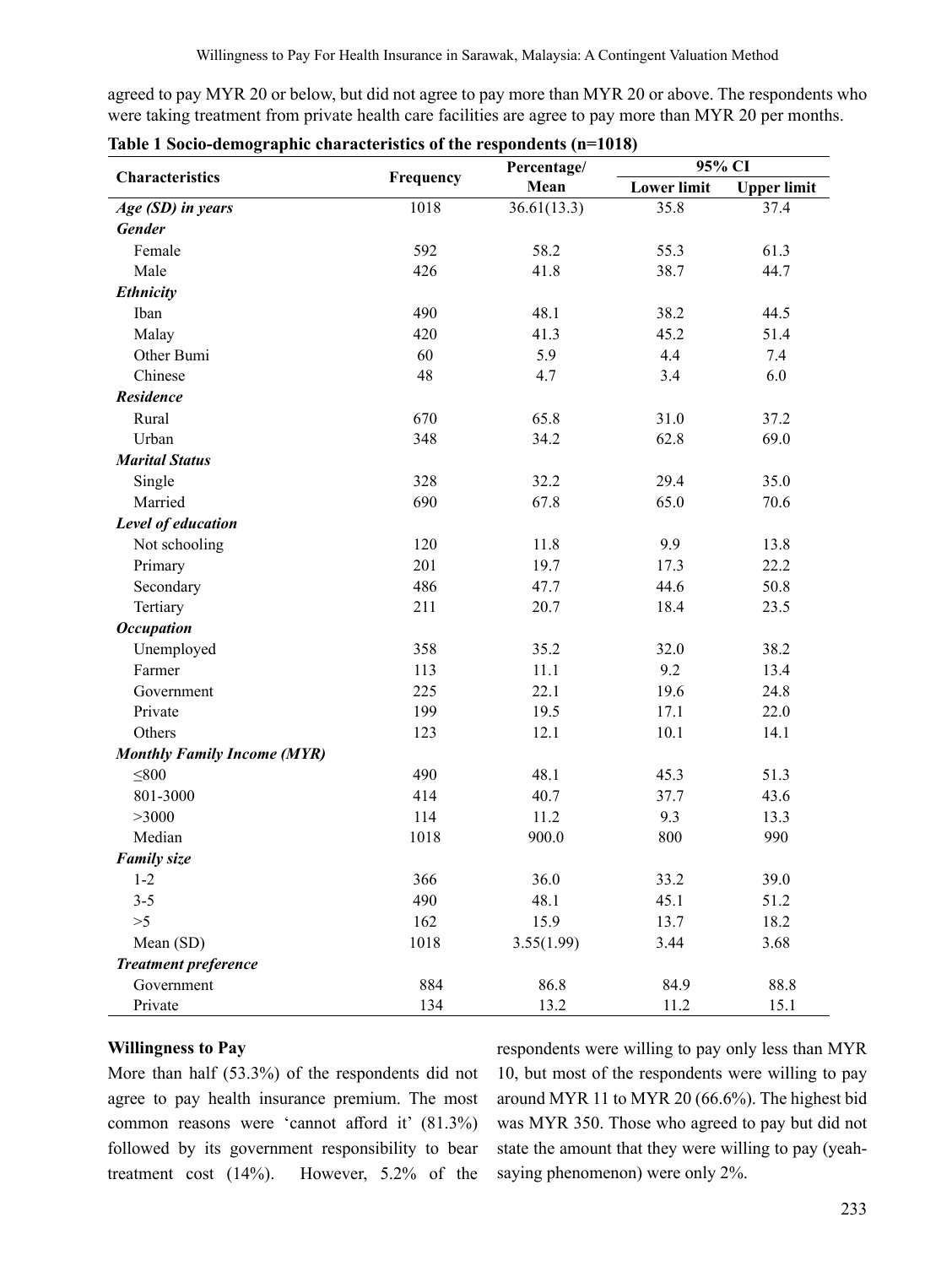agreed to pay MYR 20 or below, but did not agree to pay more than MYR 20 or above. The respondents who were taking treatment from private health care facilities are agree to pay more than MYR 20 per months.

**Table 1 Socio-demographic characteristics of the respondents (n=1018)**

| Characteristics | Frequency | Percentage/ Mean | 95% CI | |
|---|---|---|---|---|
| | | | Lower limit | Upper limit |
| ***Age (SD) in years*** | 1018 | 36.61(13.3) | 35.8 | 37.4 |
| ***Gender*** | | | | |
| Female | 592 | 58.2 | 55.3 | 61.3 |
| Male | 426 | 41.8 | 38.7 | 44.7 |
| ***Ethnicity*** | | | | |
| Iban | 490 | 48.1 | 38.2 | 44.5 |
| Malay | 420 | 41.3 | 45.2 | 51.4 |
| Other Bumi | 60 | 5.9 | 4.4 | 7.4 |
| Chinese | 48 | 4.7 | 3.4 | 6.0 |
| ***Residence*** | | | | |
| Rural | 670 | 65.8 | 31.0 | 37.2 |
| Urban | 348 | 34.2 | 62.8 | 69.0 |
| ***Marital Status*** | | | | |
| Single | 328 | 32.2 | 29.4 | 35.0 |
| Married | 690 | 67.8 | 65.0 | 70.6 |
| ***Level of education*** | | | | |
| Not schooling | 120 | 11.8 | 9.9 | 13.8 |
| Primary | 201 | 19.7 | 17.3 | 22.2 |
| Secondary | 486 | 47.7 | 44.6 | 50.8 |
| Tertiary | 211 | 20.7 | 18.4 | 23.5 |
| ***Occupation*** | | | | |
| Unemployed | 358 | 35.2 | 32.0 | 38.2 |
| Farmer | 113 | 11.1 | 9.2 | 13.4 |
| Government | 225 | 22.1 | 19.6 | 24.8 |
| Private | 199 | 19.5 | 17.1 | 22.0 |
| Others | 123 | 12.1 | 10.1 | 14.1 |
| ***Monthly Family Income (MYR)*** | | | | |
| ≤800 | 490 | 48.1 | 45.3 | 51.3 |
| 801-3000 | 414 | 40.7 | 37.7 | 43.6 |
| >3000 | 114 | 11.2 | 9.3 | 13.3 |
| Median | 1018 | 900.0 | 800 | 990 |
| ***Family size*** | | | | |
| 1-2 | 366 | 36.0 | 33.2 | 39.0 |
| 3-5 | 490 | 48.1 | 45.1 | 51.2 |
| >5 | 162 | 15.9 | 13.7 | 18.2 |
| Mean (SD) | 1018 | 3.55(1.99) | 3.44 | 3.68 |
| ***Treatment preference*** | | | | |
| Government | 884 | 86.8 | 84.9 | 88.8 |
| Private | 134 | 13.2 | 11.2 | 15.1 |

**Willingness to Pay**

More than half (53.3%) of the respondents did not agree to pay health insurance premium. The most common reasons were 'cannot afford it' (81.3%) followed by its government responsibility to bear treatment cost (14%). However, 5.2% of the respondents were willing to pay only less than MYR 10, but most of the respondents were willing to pay around MYR 11 to MYR 20 (66.6%). The highest bid was MYR 350. Those who agreed to pay but did not state the amount that they were willing to pay (yeah-saying phenomenon) were only 2%.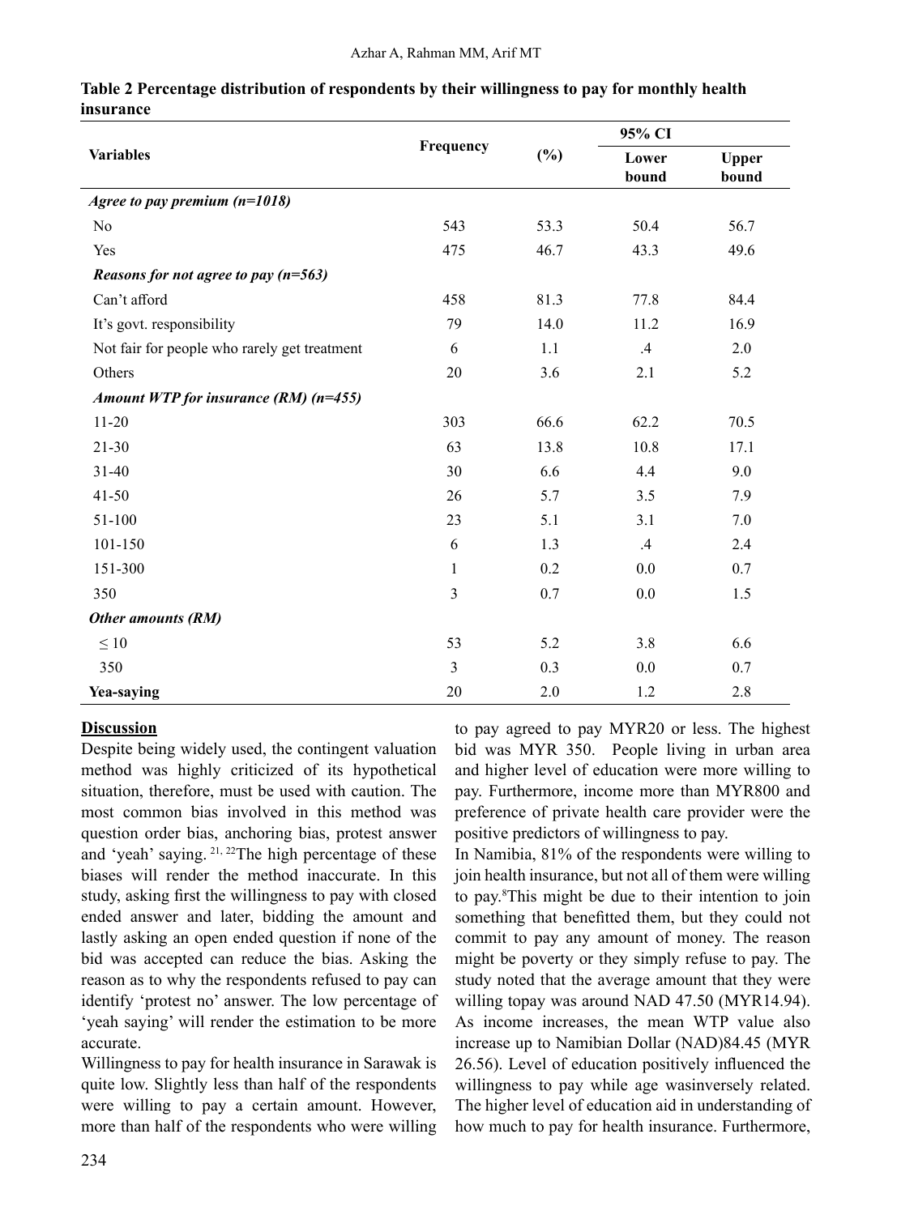**Table 2 Percentage distribution of respondents by their willingness to pay for monthly health insurance**

| Variables | Frequency | (%) | 95% CI | |
|---|---|---|---|---|
| | | | Lower bound | Upper bound |
| ***Agree to pay premium (n=1018)*** | | | | |
| No | 543 | 53.3 | 50.4 | 56.7 |
| Yes | 475 | 46.7 | 43.3 | 49.6 |
| ***Reasons for not agree to pay (n=563)*** | | | | |
| Can't afford | 458 | 81.3 | 77.8 | 84.4 |
| It's govt. responsibility | 79 | 14.0 | 11.2 | 16.9 |
| Not fair for people who rarely get treatment | 6 | 1.1 | .4 | 2.0 |
| Others | 20 | 3.6 | 2.1 | 5.2 |
| ***Amount WTP for insurance (RM) (n=455)*** | | | | |
| 11-20 | 303 | 66.6 | 62.2 | 70.5 |
| 21-30 | 63 | 13.8 | 10.8 | 17.1 |
| 31-40 | 30 | 6.6 | 4.4 | 9.0 |
| 41-50 | 26 | 5.7 | 3.5 | 7.9 |
| 51-100 | 23 | 5.1 | 3.1 | 7.0 |
| 101-150 | 6 | 1.3 | .4 | 2.4 |
| 151-300 | 1 | 0.2 | 0.0 | 0.7 |
| 350 | 3 | 0.7 | 0.0 | 1.5 |
| ***Other amounts (RM)*** | | | | |
| ≤ 10 | 53 | 5.2 | 3.8 | 6.6 |
| 350 | 3 | 0.3 | 0.0 | 0.7 |
| **Yea-saying** | 20 | 2.0 | 1.2 | 2.8 |

## Discussion

Despite being widely used, the contingent valuation method was highly criticized of its hypothetical situation, therefore, must be used with caution. The most common bias involved in this method was question order bias, anchoring bias, protest answer and 'yeah' saying. [21, 22]The high percentage of these biases will render the method inaccurate. In this study, asking first the willingness to pay with closed ended answer and later, bidding the amount and lastly asking an open ended question if none of the bid was accepted can reduce the bias. Asking the reason as to why the respondents refused to pay can identify 'protest no' answer. The low percentage of 'yeah saying' will render the estimation to be more accurate.

Willingness to pay for health insurance in Sarawak is quite low. Slightly less than half of the respondents were willing to pay a certain amount. However, more than half of the respondents who were willing to pay agreed to pay MYR20 or less. The highest bid was MYR 350. People living in urban area and higher level of education were more willing to pay. Furthermore, income more than MYR800 and preference of private health care provider were the positive predictors of willingness to pay.

In Namibia, 81% of the respondents were willing to join health insurance, but not all of them were willing to pay.[8]This might be due to their intention to join something that benefitted them, but they could not commit to pay any amount of money. The reason might be poverty or they simply refuse to pay. The study noted that the average amount that they were willing topay was around NAD 47.50 (MYR14.94). As income increases, the mean WTP value also increase up to Namibian Dollar (NAD)84.45 (MYR 26.56). Level of education positively influenced the willingness to pay while age wasinversely related. The higher level of education aid in understanding of how much to pay for health insurance. Furthermore,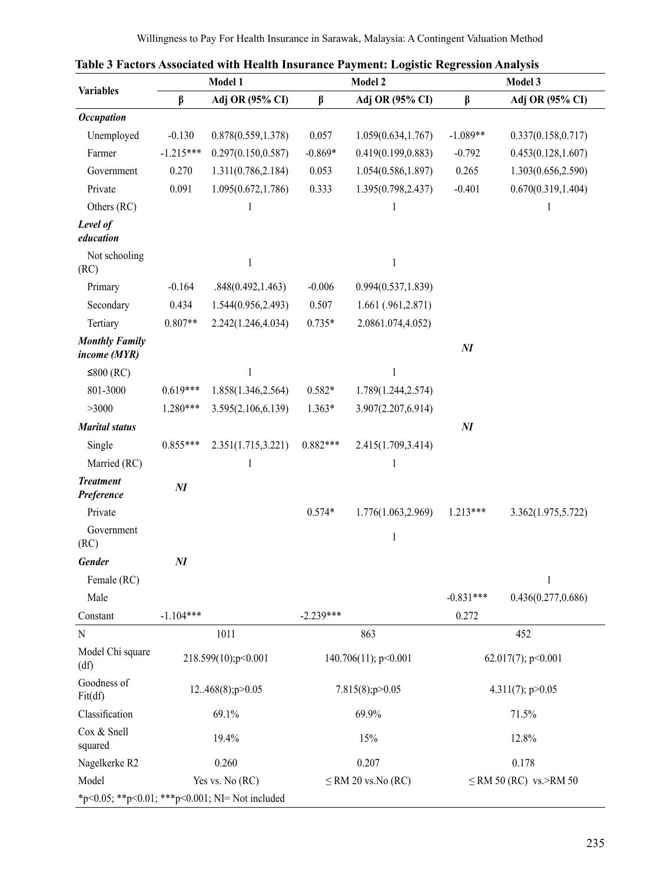**Table 3 Factors Associated with Health Insurance Payment: Logistic Regression Analysis**

| Variables | Model 1 | | Model 2 | | Model 3 | |
|---|---|---|---|---|---|---|
| | β | Adj OR (95% CI) | β | Adj OR (95% CI) | β | Adj OR (95% CI) |
| ***Occupation*** | | | | | | |
| Unemployed | -0.130 | 0.878(0.559,1.378) | 0.057 | 1.059(0.634,1.767) | -1.089** | 0.337(0.158,0.717) |
| Farmer | -1.215*** | 0.297(0.150,0.587) | -0.869* | 0.419(0.199,0.883) | -0.792 | 0.453(0.128,1.607) |
| Government | 0.270 | 1.311(0.786,2.184) | 0.053 | 1.054(0.586,1.897) | 0.265 | 1.303(0.656,2.590) |
| Private | 0.091 | 1.095(0.672,1.786) | 0.333 | 1.395(0.798,2.437) | -0.401 | 0.670(0.319,1.404) |
| Others (RC) | | 1 | | 1 | | 1 |
| ***Level of education*** | | | | | | |
| Not schooling (RC) | | 1 | | 1 | | |
| Primary | -0.164 | .848(0.492,1.463) | -0.006 | 0.994(0.537,1.839) | | |
| Secondary | 0.434 | 1.544(0.956,2.493) | 0.507 | 1.661 (.961,2.871) | | |
| Tertiary | 0.807** | 2.242(1.246,4.034) | 0.735* | 2.0861.074,4.052) | | |
| ***Monthly Family income (MYR)*** | | | | | ***NI*** | |
| ≤800 (RC) | | 1 | | 1 | | |
| 801-3000 | 0.619*** | 1.858(1.346,2.564) | 0.582* | 1.789(1.244,2.574) | | |
| >3000 | 1.280*** | 3.595(2.106,6.139) | 1.363* | 3.907(2.207,6.914) | | |
| ***Marital status*** | | | | | ***NI*** | |
| Single | 0.855*** | 2.351(1.715,3.221) | 0.882*** | 2.415(1.709,3.414) | | |
| Married (RC) | | 1 | | 1 | | |
| ***Treatment Preference*** | ***NI*** | | | | | |
| Private | | | 0.574* | 1.776(1.063,2.969) | 1.213*** | 3.362(1.975,5.722) |
| Government (RC) | | | | 1 | | |
| ***Gender*** | ***NI*** | | | | | |
| Female (RC) | | | | | | 1 |
| Male | | | | | -0.831*** | 0.436(0.277,0.686) |
| Constant | -1.104*** | | -2.239*** | | 0.272 | |
| N | 1011 | | 863 | | 452 | |
| Model Chi square (df) | 218.599(10);p<0.001 | | 140.706(11); p<0.001 | | 62.017(7); p<0.001 | |
| Goodness of Fit(df) | 12..468(8);p>0.05 | | 7.815(8);p>0.05 | | 4.311(7); p>0.05 | |
| Classification | 69.1% | | 69.9% | | 71.5% | |
| Cox & Snell squared | 19.4% | | 15% | | 12.8% | |
| Nagelkerke R2 | 0.260 | | 0.207 | | 0.178 | |
| Model | Yes vs. No (RC) | | ≤ RM 20 vs.No (RC) | | ≤ RM 50 (RC) vs.>RM 50 | |

*p<0.05; **p<0.01; ***p<0.001; NI= Not included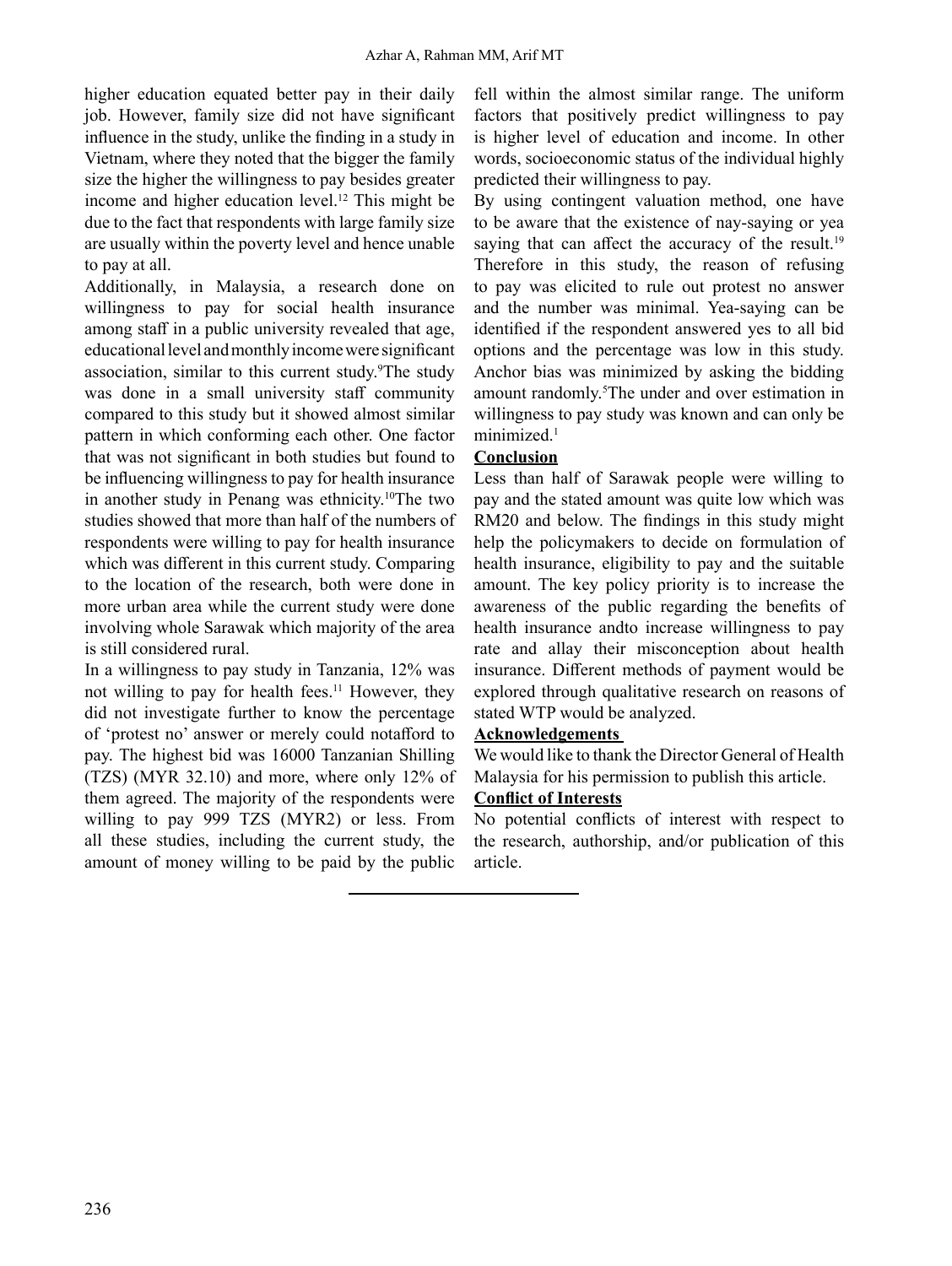higher education equated better pay in their daily job. However, family size did not have significant influence in the study, unlike the finding in a study in Vietnam, where they noted that the bigger the family size the higher the willingness to pay besides greater income and higher education level.[12] This might be due to the fact that respondents with large family size are usually within the poverty level and hence unable to pay at all.

Additionally, in Malaysia, a research done on willingness to pay for social health insurance among staff in a public university revealed that age, educational level and monthly income were significant association, similar to this current study.[9]The study was done in a small university staff community compared to this study but it showed almost similar pattern in which conforming each other. One factor that was not significant in both studies but found to be influencing willingness to pay for health insurance in another study in Penang was ethnicity.[10]The two studies showed that more than half of the numbers of respondents were willing to pay for health insurance which was different in this current study. Comparing to the location of the research, both were done in more urban area while the current study were done involving whole Sarawak which majority of the area is still considered rural.

In a willingness to pay study in Tanzania, 12% was not willing to pay for health fees.[11] However, they did not investigate further to know the percentage of 'protest no' answer or merely could notafford to pay. The highest bid was 16000 Tanzanian Shilling (TZS) (MYR 32.10) and more, where only 12% of them agreed. The majority of the respondents were willing to pay 999 TZS (MYR2) or less. From all these studies, including the current study, the amount of money willing to be paid by the public fell within the almost similar range. The uniform factors that positively predict willingness to pay is higher level of education and income. In other words, socioeconomic status of the individual highly predicted their willingness to pay.

By using contingent valuation method, one have to be aware that the existence of nay-saying or yea saying that can affect the accuracy of the result.[19] Therefore in this study, the reason of refusing to pay was elicited to rule out protest no answer and the number was minimal. Yea-saying can be identified if the respondent answered yes to all bid options and the percentage was low in this study. Anchor bias was minimized by asking the bidding amount randomly.[5]The under and over estimation in willingness to pay study was known and can only be minimized.[1]

## Conclusion

Less than half of Sarawak people were willing to pay and the stated amount was quite low which was RM20 and below. The findings in this study might help the policymakers to decide on formulation of health insurance, eligibility to pay and the suitable amount. The key policy priority is to increase the awareness of the public regarding the benefits of health insurance andto increase willingness to pay rate and allay their misconception about health insurance. Different methods of payment would be explored through qualitative research on reasons of stated WTP would be analyzed.

## Acknowledgements

We would like to thank the Director General of Health Malaysia for his permission to publish this article.

## Conflict of Interests

No potential conflicts of interest with respect to the research, authorship, and/or publication of this article.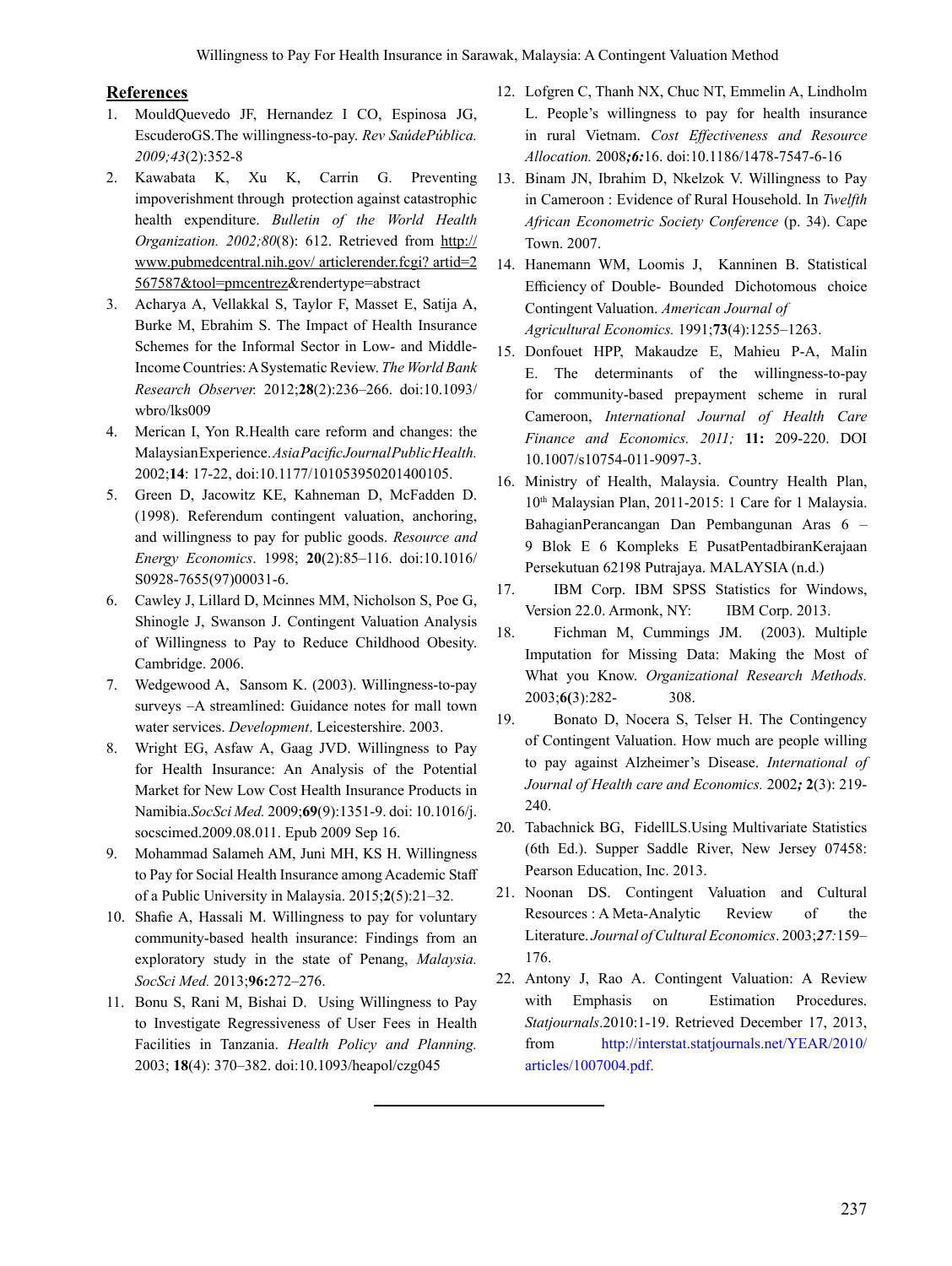## References

1. MouldQuevedo JF, Hernandez I CO, Espinosa JG, EscuderoGS.The willingness-to-pay. *Rev SaúdePública. 2009;43*(2):352-8
2. Kawabata K, Xu K, Carrin G. Preventing impoverishment through protection against catastrophic health expenditure. *Bulletin of the World Health Organization. 2002;80*(8): 612. Retrieved from http://www.pubmedcentral.nih.gov/ articlerender.fcgi? artid=2567587&tool=pmcentrez&rendertype=abstract
3. Acharya A, Vellakkal S, Taylor F, Masset E, Satija A, Burke M, Ebrahim S. The Impact of Health Insurance Schemes for the Informal Sector in Low- and Middle-Income Countries: A Systematic Review. *The World Bank Research Observer.* 2012;**28**(2):236–266. doi:10.1093/wbro/lks009
4. Merican I, Yon R.Health care reform and changes: the MalaysianExperience.*AsiaPacificJournalPublicHealth.* 2002;**14**: 17-22, doi:10.1177/101053950201400105.
5. Green D, Jacowitz KE, Kahneman D, McFadden D. (1998). Referendum contingent valuation, anchoring, and willingness to pay for public goods. *Resource and Energy Economics*. 1998; **20**(2):85–116. doi:10.1016/S0928-7655(97)00031-6.
6. Cawley J, Lillard D, Mcinnes MM, Nicholson S, Poe G, Shinogle J, Swanson J. Contingent Valuation Analysis of Willingness to Pay to Reduce Childhood Obesity. Cambridge. 2006.
7. Wedgewood A, Sansom K. (2003). Willingness-to-pay surveys –A streamlined: Guidance notes for mall town water services. *Development*. Leicestershire. 2003.
8. Wright EG, Asfaw A, Gaag JVD. Willingness to Pay for Health Insurance: An Analysis of the Potential Market for New Low Cost Health Insurance Products in Namibia.*SocSci Med.* 2009;**69**(9):1351-9. doi: 10.1016/j.socscimed.2009.08.011. Epub 2009 Sep 16.
9. Mohammad Salameh AM, Juni MH, KS H. Willingness to Pay for Social Health Insurance among Academic Staff of a Public University in Malaysia. 2015;**2**(5):21–32.
10. Shafie A, Hassali M. Willingness to pay for voluntary community-based health insurance: Findings from an exploratory study in the state of Penang, *Malaysia. SocSci Med.* 2013;**96:**272–276.
11. Bonu S, Rani M, Bishai D. Using Willingness to Pay to Investigate Regressiveness of User Fees in Health Facilities in Tanzania. *Health Policy and Planning.* 2003; **18**(4): 370–382. doi:10.1093/heapol/czg045
12. Lofgren C, Thanh NX, Chuc NT, Emmelin A, Lindholm L. People's willingness to pay for health insurance in rural Vietnam. *Cost Effectiveness and Resource Allocation.* 2008***;6:***16. doi:10.1186/1478-7547-6-16
13. Binam JN, Ibrahim D, Nkelzok V. Willingness to Pay in Cameroon : Evidence of Rural Household. In *Twelfth African Econometric Society Conference* (p. 34). Cape Town. 2007.
14. Hanemann WM, Loomis J, Kanninen B. Statistical Efficiency of Double- Bounded Dichotomous choice Contingent Valuation. *American Journal of Agricultural Economics.* 1991;**73**(4):1255–1263.
15. Donfouet HPP, Makaudze E, Mahieu P-A, Malin E. The determinants of the willingness-to-pay for community-based prepayment scheme in rural Cameroon, *International Journal of Health Care Finance and Economics. 2011;* **11:** 209-220. DOI 10.1007/s10754-011-9097-3.
16. Ministry of Health, Malaysia. Country Health Plan, 10th Malaysian Plan, 2011-2015: 1 Care for 1 Malaysia. BahagianPerancangan Dan Pembangunan Aras 6 – 9 Blok E 6 Kompleks E PusatPentadbiranKerajaan Persekutuan 62198 Putrajaya. MALAYSIA (n.d.)
17. IBM Corp. IBM SPSS Statistics for Windows, Version 22.0. Armonk, NY: IBM Corp. 2013.
18. Fichman M, Cummings JM. (2003). Multiple Imputation for Missing Data: Making the Most of What you Know. *Organizational Research Methods.* 2003;**6(**3):282- 308.
19. Bonato D, Nocera S, Telser H. The Contingency of Contingent Valuation. How much are people willing to pay against Alzheimer's Disease. *International of Journal of Health care and Economics.* 2002***;*** **2**(3): 219-240.
20. Tabachnick BG, FidellLS.Using Multivariate Statistics (6th Ed.). Supper Saddle River, New Jersey 07458: Pearson Education, Inc. 2013.
21. Noonan DS. Contingent Valuation and Cultural Resources : A Meta-Analytic Review of the Literature. *Journal of Cultural Economics*. 2003;***27:***159–176.
22. Antony J, Rao A. Contingent Valuation: A Review with Emphasis on Estimation Procedures. *Statjournals*.2010:1-19. Retrieved December 17, 2013, from http://interstat.statjournals.net/YEAR/2010/articles/1007004.pdf.